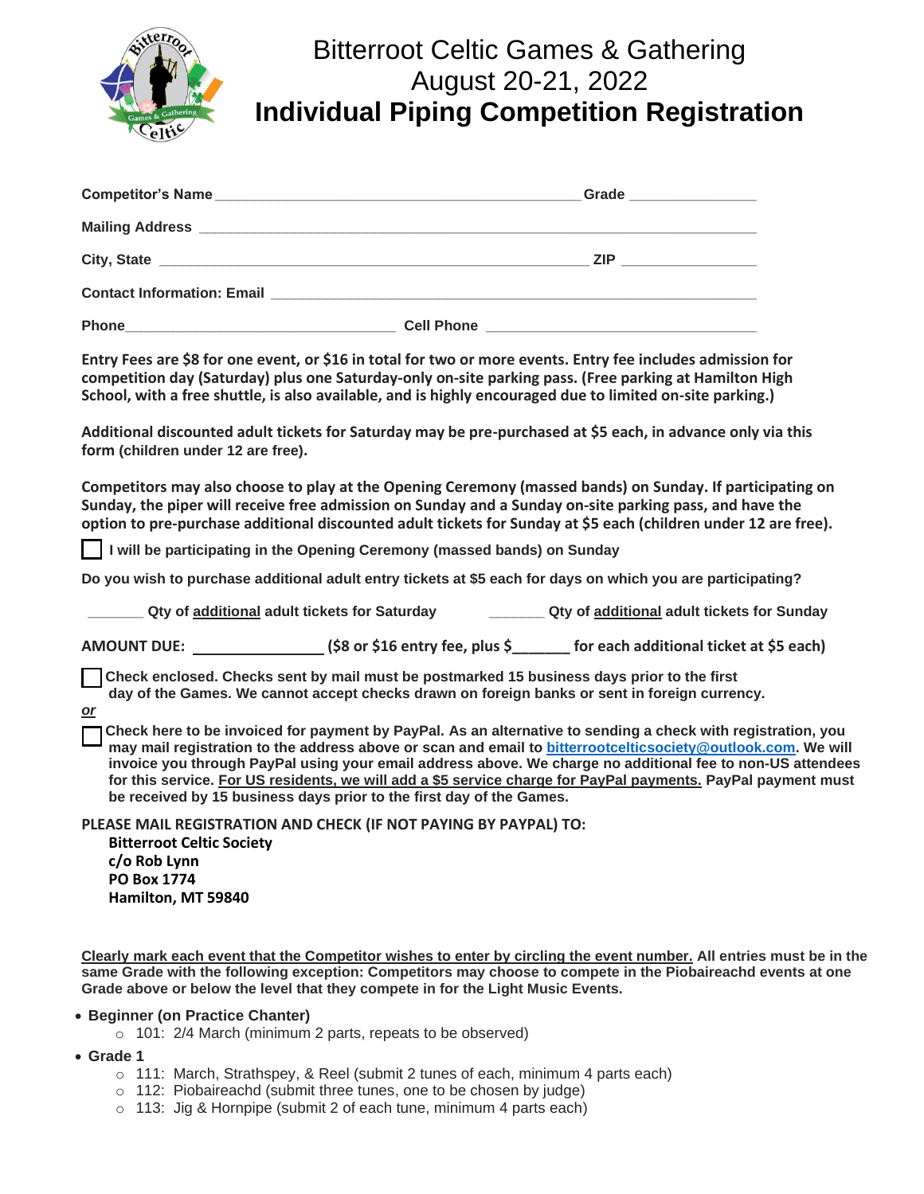# Bitterroot Celtic Games & Gathering

## August 20-21, 2022

# Individual Piping Competition Registration

**Competitor's Name** ____________________________________________ **Grade** _______________

**Mailing Address** ______________________________________________________________________

**City, State** ___________________________________________________ **ZIP** ________________

**Contact Information: Email** _____________________________________________________________

**Phone** _________________________________ **Cell Phone** _________________________________

**Entry Fees are $8 for one event, or $16 in total for two or more events. Entry fee includes admission for competition day (Saturday) plus one Saturday-only on-site parking pass. (Free parking at Hamilton High School, with a free shuttle, is also available, and is highly encouraged due to limited on-site parking.)**

**Additional discounted adult tickets for Saturday may be pre-purchased at $5 each, in advance only via this form (children under 12 are free).**

**Competitors may also choose to play at the Opening Ceremony (massed bands) on Sunday. If participating on Sunday, the piper will receive free admission on Sunday and a Sunday on-site parking pass, and have the option to pre-purchase additional discounted adult tickets for Sunday at $5 each (children under 12 are free).**

☐ **I will be participating in the Opening Ceremony (massed bands) on Sunday**

**Do you wish to purchase additional adult entry tickets at $5 each for days on which you are participating?**

_______ **Qty of additional adult tickets for Saturday** _______ **Qty of additional adult tickets for Sunday**

**AMOUNT DUE:** _______________ **($8 or $16 entry fee, plus $_______ for each additional ticket at $5 each)**

☐ **Check enclosed. Checks sent by mail must be postmarked 15 business days prior to the first day of the Games. We cannot accept checks drawn on foreign banks or sent in foreign currency.**

***or***

☐ **Check here to be invoiced for payment by PayPal. As an alternative to sending a check with registration, you may mail registration to the address above or scan and email to bitterrootcelticsociety@outlook.com. We will invoice you through PayPal using your email address above. We charge no additional fee to non-US attendees for this service. For US residents, we will add a $5 service charge for PayPal payments. PayPal payment must be received by 15 business days prior to the first day of the Games.**

**PLEASE MAIL REGISTRATION AND CHECK (IF NOT PAYING BY PAYPAL) TO:**

**Bitterroot Celtic Society**
**c/o Rob Lynn**
**PO Box 1774**
**Hamilton, MT 59840**

**Clearly mark each event that the Competitor wishes to enter by circling the event number. All entries must be in the same Grade with the following exception: Competitors may choose to compete in the Piobaireachd events at one Grade above or below the level that they compete in for the Light Music Events.**

- **Beginner (on Practice Chanter)**
  - 101: 2/4 March (minimum 2 parts, repeats to be observed)
- **Grade 1**
  - 111: March, Strathspey, & Reel (submit 2 tunes of each, minimum 4 parts each)
  - 112: Piobaireachd (submit three tunes, one to be chosen by judge)
  - 113: Jig & Hornpipe (submit 2 of each tune, minimum 4 parts each)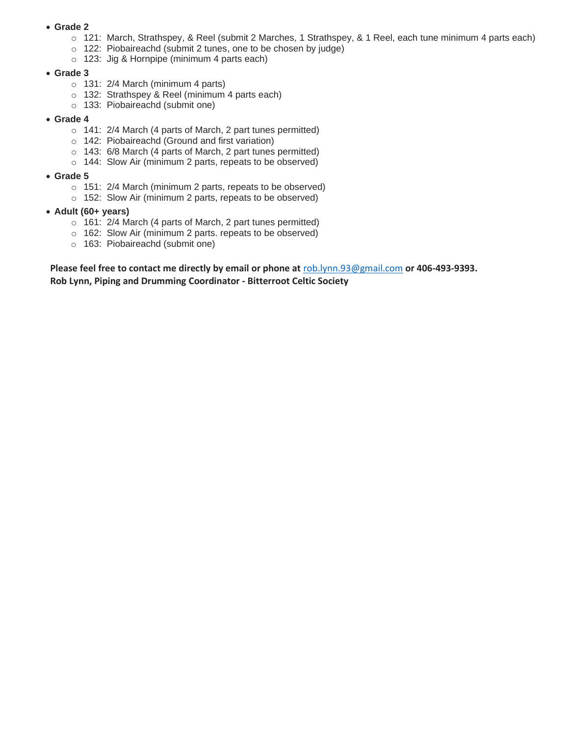- **Grade 2**
  - 121: March, Strathspey, & Reel (submit 2 Marches, 1 Strathspey, & 1 Reel, each tune minimum 4 parts each)
  - 122: Piobaireachd (submit 2 tunes, one to be chosen by judge)
  - 123: Jig & Hornpipe (minimum 4 parts each)
- **Grade 3**
  - 131: 2/4 March (minimum 4 parts)
  - 132: Strathspey & Reel (minimum 4 parts each)
  - 133: Piobaireachd (submit one)
- **Grade 4**
  - 141: 2/4 March (4 parts of March, 2 part tunes permitted)
  - 142: Piobaireachd (Ground and first variation)
  - 143: 6/8 March (4 parts of March, 2 part tunes permitted)
  - 144: Slow Air (minimum 2 parts, repeats to be observed)
- **Grade 5**
  - 151: 2/4 March (minimum 2 parts, repeats to be observed)
  - 152: Slow Air (minimum 2 parts, repeats to be observed)
- **Adult (60+ years)**
  - 161: 2/4 March (4 parts of March, 2 part tunes permitted)
  - 162: Slow Air (minimum 2 parts. repeats to be observed)
  - 163: Piobaireachd (submit one)

**Please feel free to contact me directly by email or phone at** rob.lynn.93@gmail.com **or 406-493-9393.**
**Rob Lynn, Piping and Drumming Coordinator - Bitterroot Celtic Society**